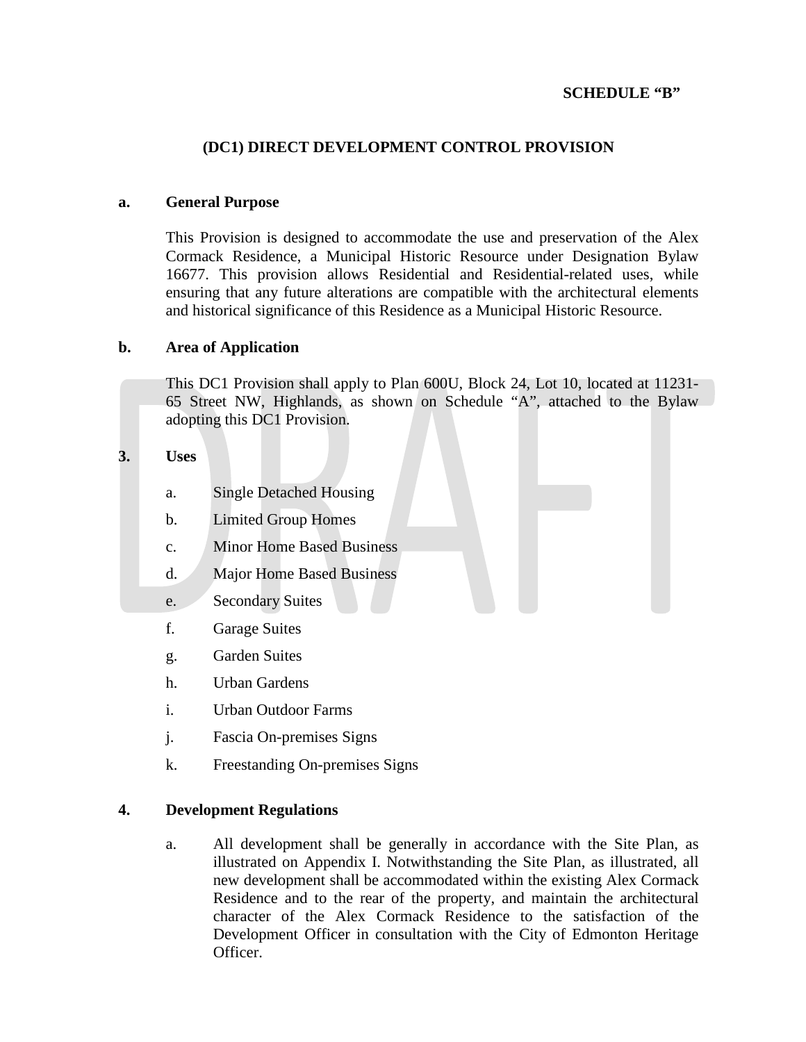**SCHEDULE "B"**

## (DC1) DIRECT DEVELOPMENT CONTROL PROVISION

### a. General Purpose

This Provision is designed to accommodate the use and preservation of the Alex Cormack Residence, a Municipal Historic Resource under Designation Bylaw 16677. This provision allows Residential and Residential-related uses, while ensuring that any future alterations are compatible with the architectural elements and historical significance of this Residence as a Municipal Historic Resource.

### b. Area of Application

This DC1 Provision shall apply to Plan 600U, Block 24, Lot 10, located at 11231-65 Street NW, Highlands, as shown on Schedule "A", attached to the Bylaw adopting this DC1 Provision.

### 3. Uses

a. Single Detached Housing

b. Limited Group Homes

c. Minor Home Based Business

d. Major Home Based Business

e. Secondary Suites

f. Garage Suites

g. Garden Suites

h. Urban Gardens

i. Urban Outdoor Farms

j. Fascia On-premises Signs

k. Freestanding On-premises Signs

### 4. Development Regulations

a. All development shall be generally in accordance with the Site Plan, as illustrated on Appendix I. Notwithstanding the Site Plan, as illustrated, all new development shall be accommodated within the existing Alex Cormack Residence and to the rear of the property, and maintain the architectural character of the Alex Cormack Residence to the satisfaction of the Development Officer in consultation with the City of Edmonton Heritage Officer.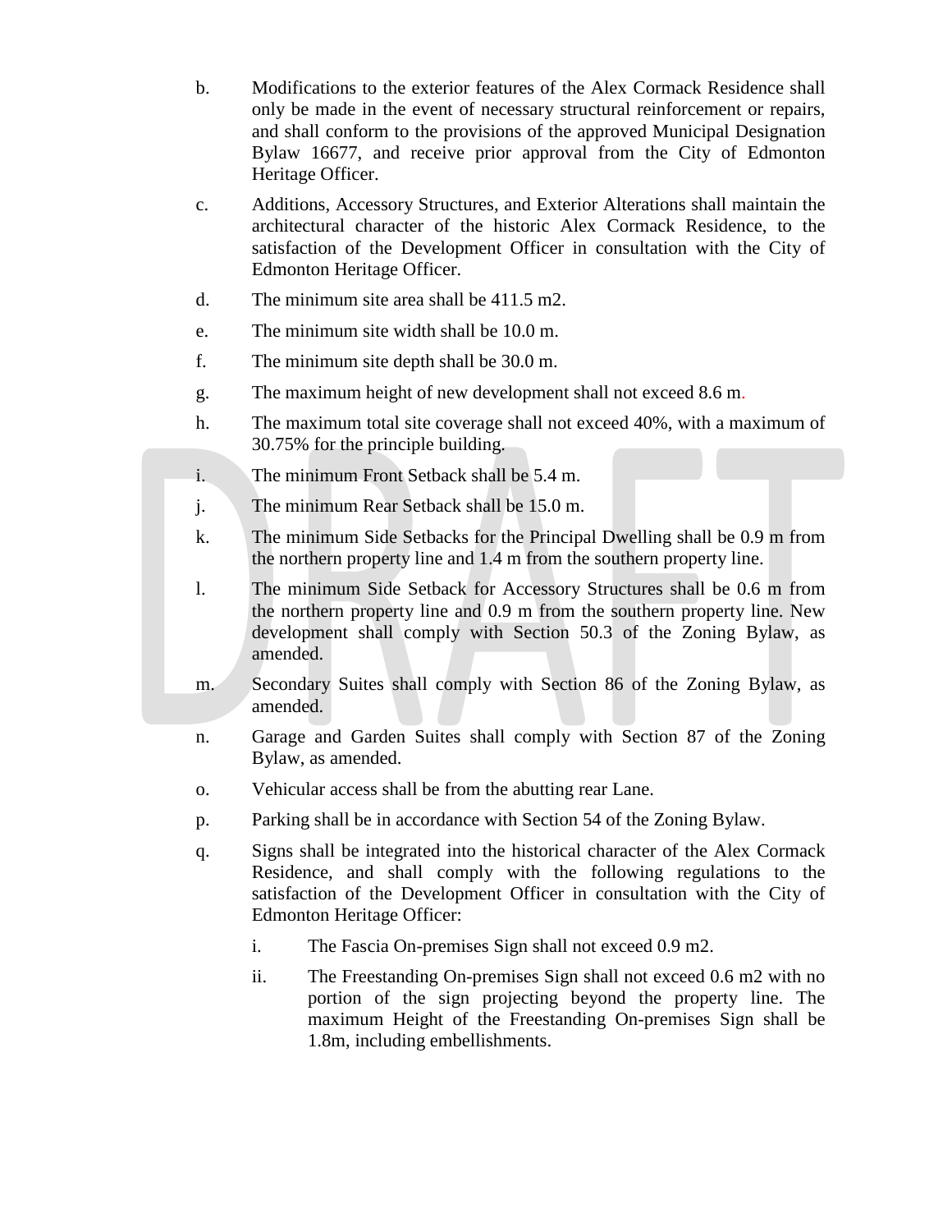b. Modifications to the exterior features of the Alex Cormack Residence shall only be made in the event of necessary structural reinforcement or repairs, and shall conform to the provisions of the approved Municipal Designation Bylaw 16677, and receive prior approval from the City of Edmonton Heritage Officer.

c. Additions, Accessory Structures, and Exterior Alterations shall maintain the architectural character of the historic Alex Cormack Residence, to the satisfaction of the Development Officer in consultation with the City of Edmonton Heritage Officer.

d. The minimum site area shall be 411.5 m2.

e. The minimum site width shall be 10.0 m.

f. The minimum site depth shall be 30.0 m.

g. The maximum height of new development shall not exceed 8.6 m.

h. The maximum total site coverage shall not exceed 40%, with a maximum of 30.75% for the principle building.

i. The minimum Front Setback shall be 5.4 m.

j. The minimum Rear Setback shall be 15.0 m.

k. The minimum Side Setbacks for the Principal Dwelling shall be 0.9 m from the northern property line and 1.4 m from the southern property line.

l. The minimum Side Setback for Accessory Structures shall be 0.6 m from the northern property line and 0.9 m from the southern property line. New development shall comply with Section 50.3 of the Zoning Bylaw, as amended.

m. Secondary Suites shall comply with Section 86 of the Zoning Bylaw, as amended.

n. Garage and Garden Suites shall comply with Section 87 of the Zoning Bylaw, as amended.

o. Vehicular access shall be from the abutting rear Lane.

p. Parking shall be in accordance with Section 54 of the Zoning Bylaw.

q. Signs shall be integrated into the historical character of the Alex Cormack Residence, and shall comply with the following regulations to the satisfaction of the Development Officer in consultation with the City of Edmonton Heritage Officer:

    i. The Fascia On-premises Sign shall not exceed 0.9 m2.

    ii. The Freestanding On-premises Sign shall not exceed 0.6 m2 with no portion of the sign projecting beyond the property line. The maximum Height of the Freestanding On-premises Sign shall be 1.8m, including embellishments.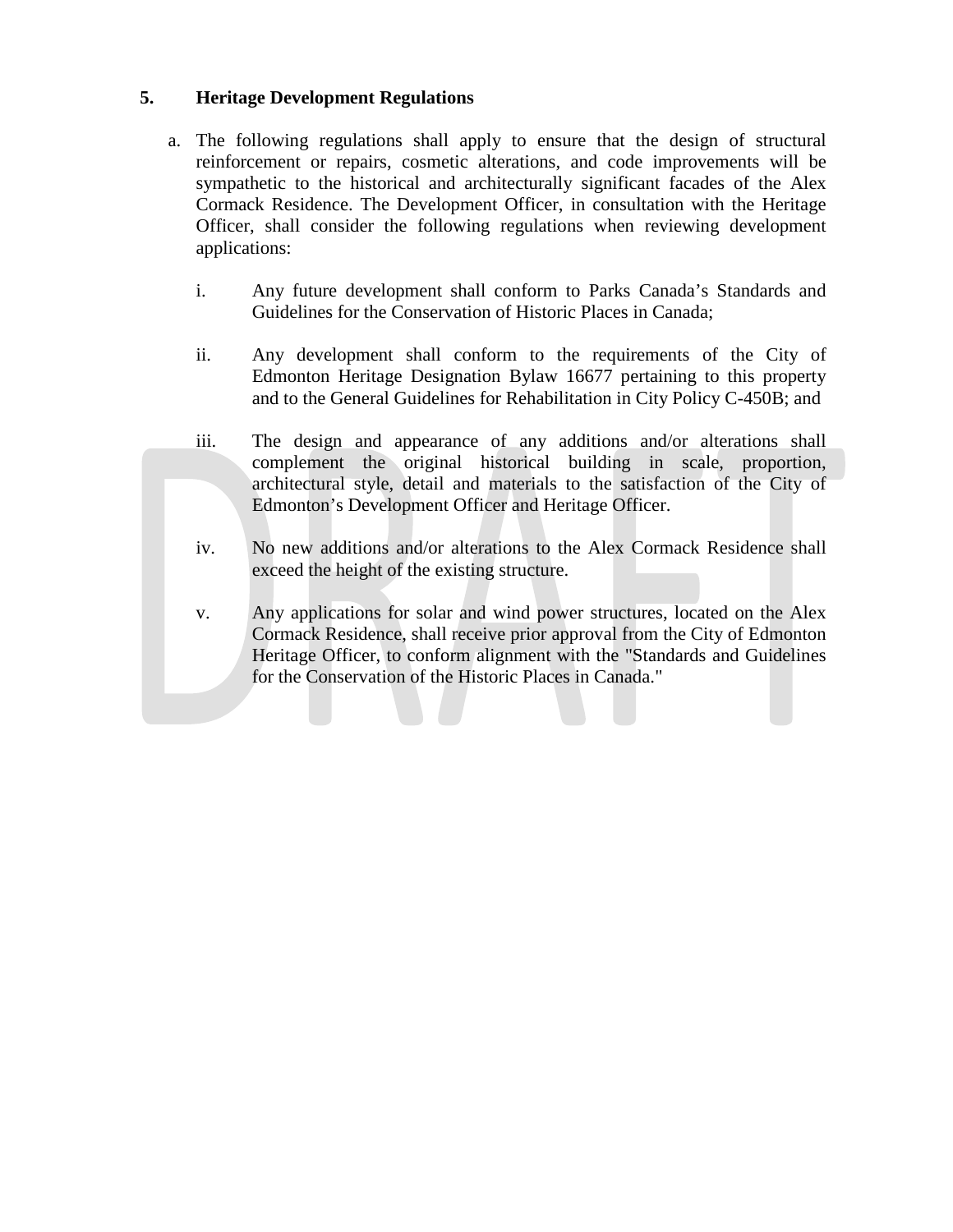## 5. Heritage Development Regulations

a. The following regulations shall apply to ensure that the design of structural reinforcement or repairs, cosmetic alterations, and code improvements will be sympathetic to the historical and architecturally significant facades of the Alex Cormack Residence. The Development Officer, in consultation with the Heritage Officer, shall consider the following regulations when reviewing development applications:

    i. Any future development shall conform to Parks Canada's Standards and Guidelines for the Conservation of Historic Places in Canada;

    ii. Any development shall conform to the requirements of the City of Edmonton Heritage Designation Bylaw 16677 pertaining to this property and to the General Guidelines for Rehabilitation in City Policy C-450B; and

    iii. The design and appearance of any additions and/or alterations shall complement the original historical building in scale, proportion, architectural style, detail and materials to the satisfaction of the City of Edmonton's Development Officer and Heritage Officer.

    iv. No new additions and/or alterations to the Alex Cormack Residence shall exceed the height of the existing structure.

    v. Any applications for solar and wind power structures, located on the Alex Cormack Residence, shall receive prior approval from the City of Edmonton Heritage Officer, to conform alignment with the "Standards and Guidelines for the Conservation of the Historic Places in Canada."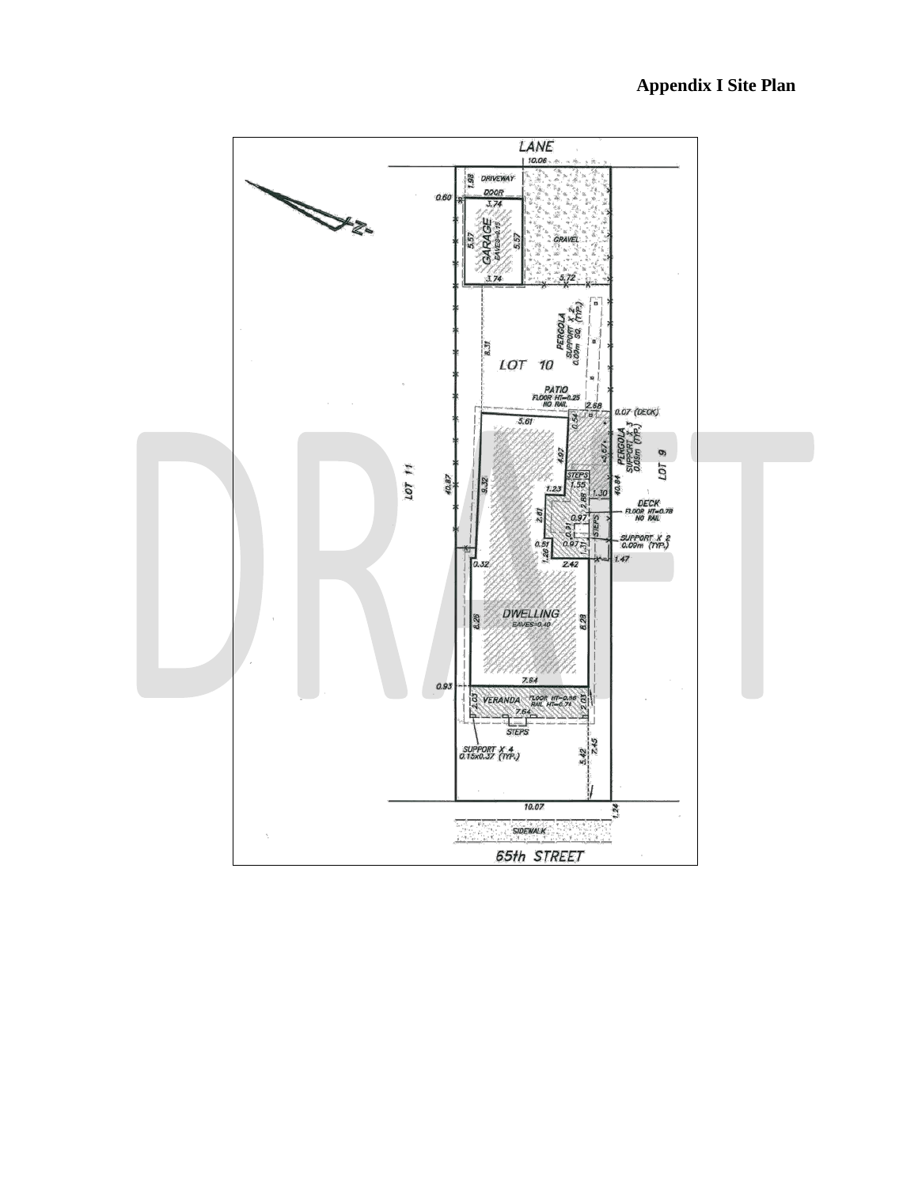**Appendix I Site Plan**

LANE

10.06

DRIVEWAY

1.98

DOOR

0.60

3.74

GARAGE

EAVES=0.15

5.57

5.57

GRAVEL

3.74

5.72

PERGOLA

SUPPORT X 2

0.09m SQ. (TYP.)

8.31

LOT 10

PATIO

FLOOR HT=0.25

NO RAIL

2.68

0.07 (DECK)

5.61

0.54

4.97

3.57

PERGOLA

SUPPORT X 3

0.09m (TYP.)

LOT 9

LOT 11

40.87

9.32

STEPS

1.55

1.23

1.30

40.84

2.88

DECK

FLOOR HT=0.78

NO RAIL

2.81

0.97

0.91

STEPS

0.51

0.97

1.31

SUPPORT X 2

0.09m (TYP.)

1.26

1.47

0.32

2.42

DWELLING

EAVES=0.40

8.26

8.28

0.93

7.84

VERANDA

FLOOR HT=0.56

RAIL HT=0.71

2.03

2.03

7.64

STEPS

SUPPORT X 4

0.15x0.37 (TYP.)

5.42

7.45

10.07

1.24

SIDEWALK

65th STREET

DRAFT